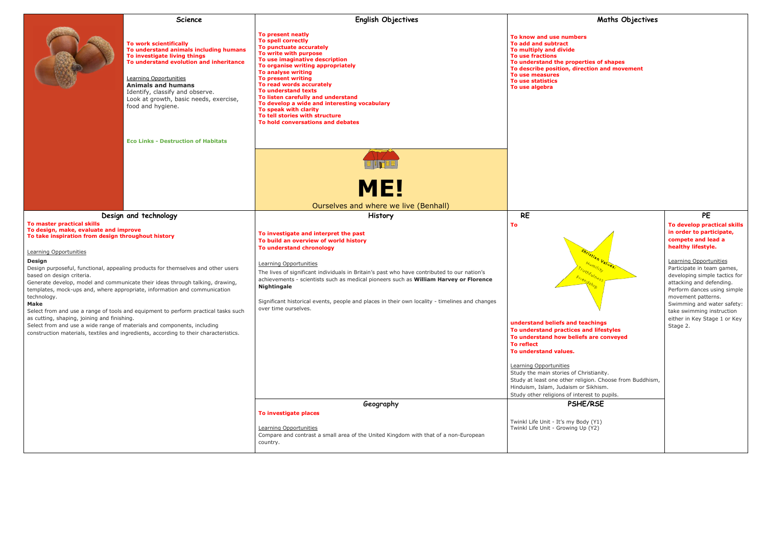## Science

**To work scientifically**
**To understand animals including humans**
**To investigate living things**
**To understand evolution and inheritance**

Learning Opportunities
**Animals and humans**
Identify, classify and observe.
Look at growth, basic needs, exercise, food and hygiene.

**Eco Links - Destruction of Habitats**

## English Objectives

**To present neatly**
**To spell correctly**
**To punctuate accurately**
**To write with purpose**
**To use imaginative description**
**To organise writing appropriately**
**To analyse writing**
**To present writing**
**To read words accurately**
**To understand texts**
**To listen carefully and understand**
**To develop a wide and interesting vocabulary**
**To speak with clarity**
**To tell stories with structure**
**To hold conversations and debates**

## Maths Objectives

**To know and use numbers**
**To add and subtract**
**To multiply and divide**
**To use fractions**
**To understand the properties of shapes**
**To describe position, direction and movement**
**To use measures**
**To use statistics**
**To use algebra**

# ME!

Ourselves and where we live (Benhall)

## Design and technology

**To master practical skills**
**To design, make, evaluate and improve**
**To take inspiration from design throughout history**

Learning Opportunities

**Design**
Design purposeful, functional, appealing products for themselves and other users based on design criteria.
Generate develop, model and communicate their ideas through talking, drawing, templates, mock-ups and, where appropriate, information and communication technology.
**Make**
Select from and use a range of tools and equipment to perform practical tasks such as cutting, shaping, joining and finishing.
Select from and use a wide range of materials and components, including construction materials, textiles and ingredients, according to their characteristics.

## History

**To investigate and interpret the past**
**To build an overview of world history**
**To understand chronology**

Learning Opportunities
The lives of significant individuals in Britain's past who have contributed to our nation's achievements - scientists such as medical pioneers such as **William Harvey or Florence Nightingale**

Significant historical events, people and places in their own locality - timelines and changes over time ourselves.

## RE

**To**

Christian Values:
Humility
Truthfulness
Friendship

**understand beliefs and teachings**
**To understand practices and lifestyles**
**To understand how beliefs are conveyed**
**To reflect**
**To understand values.**

Learning Opportunities
Study the main stories of Christianity.
Study at least one other religion. Choose from Buddhism, Hinduism, Islam, Judaism or Sikhism.
Study other religions of interest to pupils.

## PE

**To develop practical skills in order to participate, compete and lead a healthy lifestyle.**

Learning Opportunities
Participate in team games, developing simple tactics for attacking and defending.
Perform dances using simple movement patterns.
Swimming and water safety: take swimming instruction either in Key Stage 1 or Key Stage 2.

## Geography

**To investigate places**

Learning Opportunities
Compare and contrast a small area of the United Kingdom with that of a non-European country.

## PSHE/RSE

Twinkl Life Unit - It's my Body (Y1)
Twinkl Life Unit - Growing Up (Y2)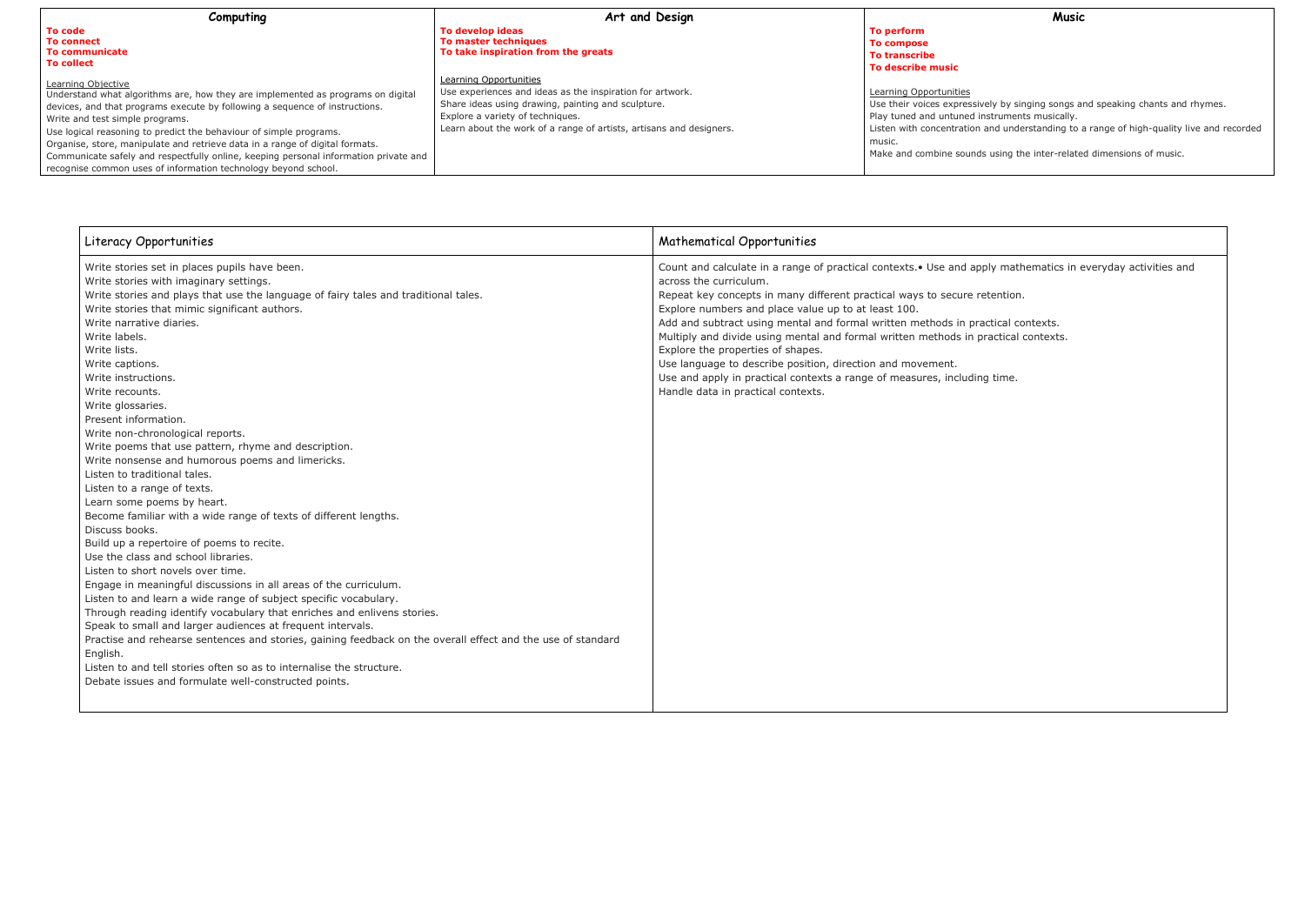| Computing | Art and Design | Music |
|---|---|---|
| **To code**<br>**To connect**<br>**To communicate**<br>**To collect**<br><br>Learning Objective<br>Understand what algorithms are, how they are implemented as programs on digital devices, and that programs execute by following a sequence of instructions.<br>Write and test simple programs.<br>Use logical reasoning to predict the behaviour of simple programs.<br>Organise, store, manipulate and retrieve data in a range of digital formats.<br>Communicate safely and respectfully online, keeping personal information private and recognise common uses of information technology beyond school. | **To develop ideas**<br>**To master techniques**<br>**To take inspiration from the greats**<br><br>Learning Opportunities<br>Use experiences and ideas as the inspiration for artwork.<br>Share ideas using drawing, painting and sculpture.<br>Explore a variety of techniques.<br>Learn about the work of a range of artists, artisans and designers. | **To perform**<br>**To compose**<br>**To transcribe**<br>**To describe music**<br><br>Learning Opportunities<br>Use their voices expressively by singing songs and speaking chants and rhymes.<br>Play tuned and untuned instruments musically.<br>Listen with concentration and understanding to a range of high-quality live and recorded music.<br>Make and combine sounds using the inter-related dimensions of music. |

| Literacy Opportunities | Mathematical Opportunities |
|---|---|
| Write stories set in places pupils have been.<br>Write stories with imaginary settings.<br>Write stories and plays that use the language of fairy tales and traditional tales.<br>Write stories that mimic significant authors.<br>Write narrative diaries.<br>Write labels.<br>Write lists.<br>Write captions.<br>Write instructions.<br>Write recounts.<br>Write glossaries.<br>Present information.<br>Write non-chronological reports.<br>Write poems that use pattern, rhyme and description.<br>Write nonsense and humorous poems and limericks.<br>Listen to traditional tales.<br>Listen to a range of texts.<br>Learn some poems by heart.<br>Become familiar with a wide range of texts of different lengths.<br>Discuss books.<br>Build up a repertoire of poems to recite.<br>Use the class and school libraries.<br>Listen to short novels over time.<br>Engage in meaningful discussions in all areas of the curriculum.<br>Listen to and learn a wide range of subject specific vocabulary.<br>Through reading identify vocabulary that enriches and enlivens stories.<br>Speak to small and larger audiences at frequent intervals.<br>Practise and rehearse sentences and stories, gaining feedback on the overall effect and the use of standard English.<br>Listen to and tell stories often so as to internalise the structure.<br>Debate issues and formulate well-constructed points. | Count and calculate in a range of practical contexts.• Use and apply mathematics in everyday activities and across the curriculum.<br>Repeat key concepts in many different practical ways to secure retention.<br>Explore numbers and place value up to at least 100.<br>Add and subtract using mental and formal written methods in practical contexts.<br>Multiply and divide using mental and formal written methods in practical contexts.<br>Explore the properties of shapes.<br>Use language to describe position, direction and movement.<br>Use and apply in practical contexts a range of measures, including time.<br>Handle data in practical contexts. |